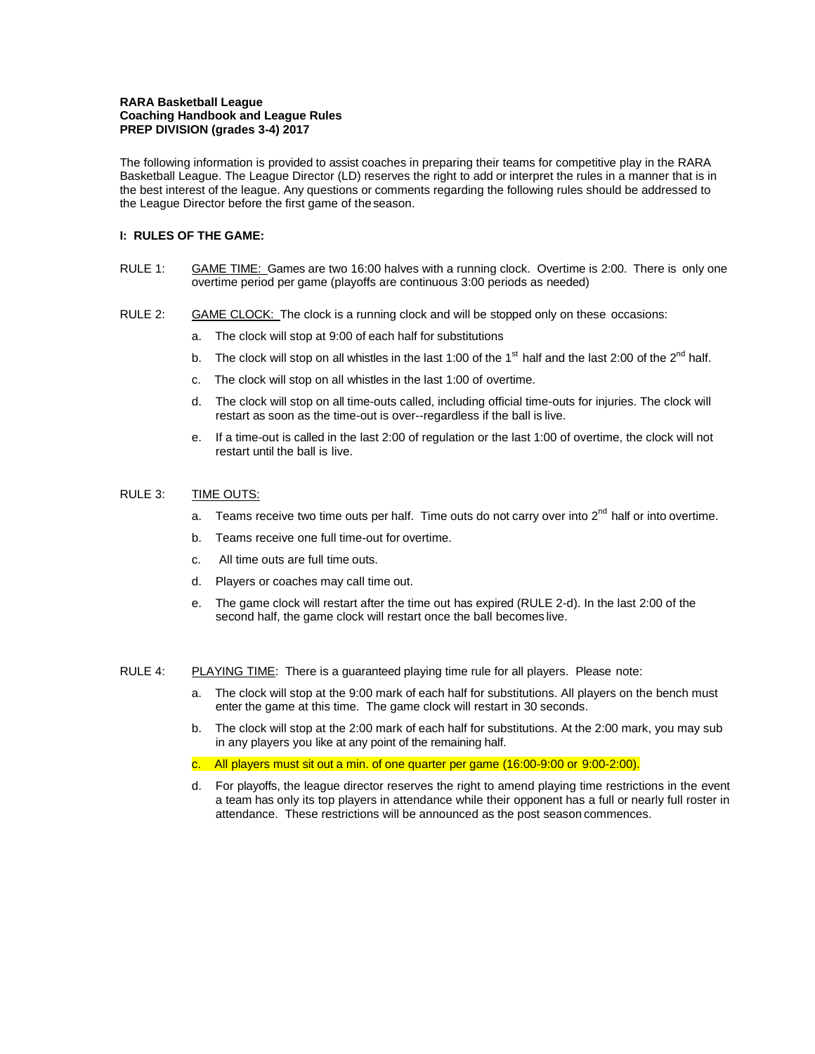**RARA Basketball League**
**Coaching Handbook and League Rules**
**PREP DIVISION (grades 3-4) 2017**

The following information is provided to assist coaches in preparing their teams for competitive play in the RARA Basketball League. The League Director (LD) reserves the right to add or interpret the rules in a manner that is in the best interest of the league. Any questions or comments regarding the following rules should be addressed to the League Director before the first game of the season.

**I: RULES OF THE GAME:**

RULE 1: GAME TIME: Games are two 16:00 halves with a running clock. Overtime is 2:00. There is only one overtime period per game (playoffs are continuous 3:00 periods as needed)

RULE 2: GAME CLOCK: The clock is a running clock and will be stopped only on these occasions:

a. The clock will stop at 9:00 of each half for substitutions

b. The clock will stop on all whistles in the last 1:00 of the 1st half and the last 2:00 of the 2nd half.

c. The clock will stop on all whistles in the last 1:00 of overtime.

d. The clock will stop on all time-outs called, including official time-outs for injuries. The clock will restart as soon as the time-out is over--regardless if the ball is live.

e. If a time-out is called in the last 2:00 of regulation or the last 1:00 of overtime, the clock will not restart until the ball is live.

RULE 3: TIME OUTS:

a. Teams receive two time outs per half. Time outs do not carry over into 2nd half or into overtime.

b. Teams receive one full time-out for overtime.

c. All time outs are full time outs.

d. Players or coaches may call time out.

e. The game clock will restart after the time out has expired (RULE 2-d). In the last 2:00 of the second half, the game clock will restart once the ball becomes live.

RULE 4: PLAYING TIME: There is a guaranteed playing time rule for all players. Please note:

a. The clock will stop at the 9:00 mark of each half for substitutions. All players on the bench must enter the game at this time. The game clock will restart in 30 seconds.

b. The clock will stop at the 2:00 mark of each half for substitutions. At the 2:00 mark, you may sub in any players you like at any point of the remaining half.

c. All players must sit out a min. of one quarter per game (16:00-9:00 or 9:00-2:00).

d. For playoffs, the league director reserves the right to amend playing time restrictions in the event a team has only its top players in attendance while their opponent has a full or nearly full roster in attendance. These restrictions will be announced as the post season commences.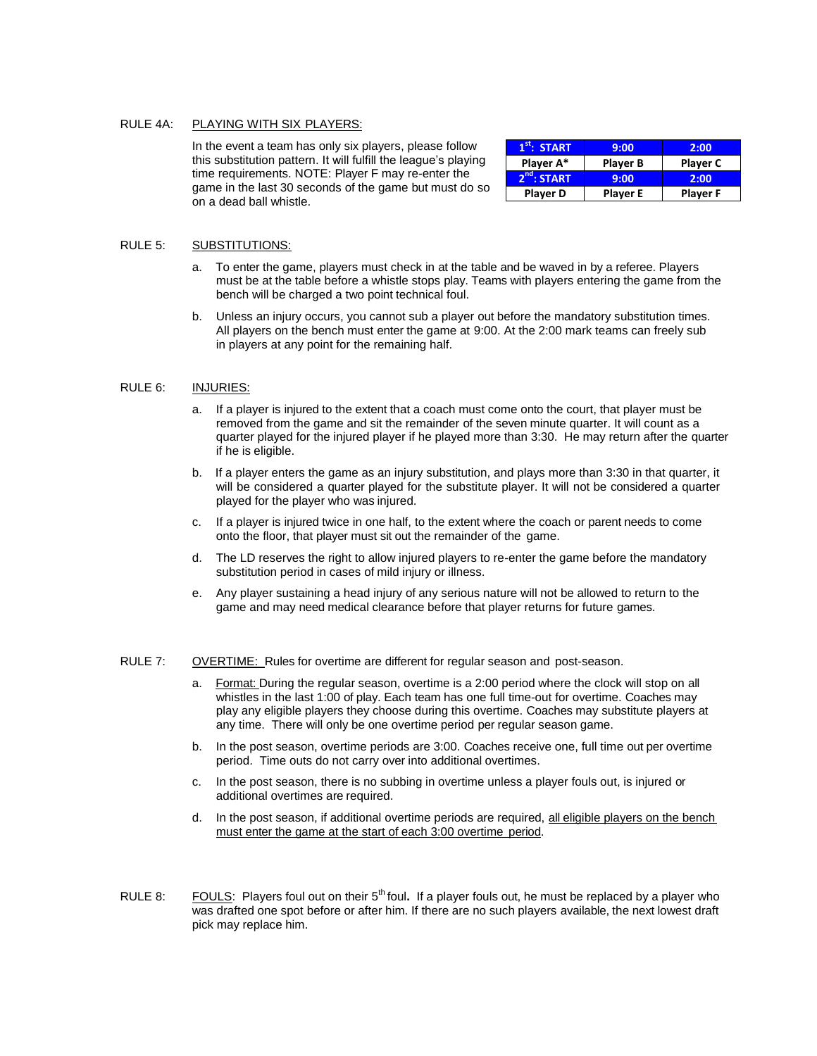RULE 4A: PLAYING WITH SIX PLAYERS:

In the event a team has only six players, please follow this substitution pattern. It will fulfill the league's playing time requirements. NOTE: Player F may re-enter the game in the last 30 seconds of the game but must do so on a dead ball whistle.

| 1st: START | 9:00 | 2:00 |
|---|---|---|
| Player A* | Player B | Player C |
| 2nd: START | 9:00 | 2:00 |
| Player D | Player E | Player F |

RULE 5: SUBSTITUTIONS:

a. To enter the game, players must check in at the table and be waved in by a referee. Players must be at the table before a whistle stops play. Teams with players entering the game from the bench will be charged a two point technical foul.

b. Unless an injury occurs, you cannot sub a player out before the mandatory substitution times. All players on the bench must enter the game at 9:00. At the 2:00 mark teams can freely sub in players at any point for the remaining half.

RULE 6: INJURIES:

a. If a player is injured to the extent that a coach must come onto the court, that player must be removed from the game and sit the remainder of the seven minute quarter. It will count as a quarter played for the injured player if he played more than 3:30. He may return after the quarter if he is eligible.

b. If a player enters the game as an injury substitution, and plays more than 3:30 in that quarter, it will be considered a quarter played for the substitute player. It will not be considered a quarter played for the player who was injured.

c. If a player is injured twice in one half, to the extent where the coach or parent needs to come onto the floor, that player must sit out the remainder of the game.

d. The LD reserves the right to allow injured players to re-enter the game before the mandatory substitution period in cases of mild injury or illness.

e. Any player sustaining a head injury of any serious nature will not be allowed to return to the game and may need medical clearance before that player returns for future games.

RULE 7: OVERTIME: Rules for overtime are different for regular season and post-season.

a. Format: During the regular season, overtime is a 2:00 period where the clock will stop on all whistles in the last 1:00 of play. Each team has one full time-out for overtime. Coaches may play any eligible players they choose during this overtime. Coaches may substitute players at any time. There will only be one overtime period per regular season game.

b. In the post season, overtime periods are 3:00. Coaches receive one, full time out per overtime period. Time outs do not carry over into additional overtimes.

c. In the post season, there is no subbing in overtime unless a player fouls out, is injured or additional overtimes are required.

d. In the post season, if additional overtime periods are required, all eligible players on the bench must enter the game at the start of each 3:00 overtime period.

RULE 8: FOULS: Players foul out on their 5th foul. If a player fouls out, he must be replaced by a player who was drafted one spot before or after him. If there are no such players available, the next lowest draft pick may replace him.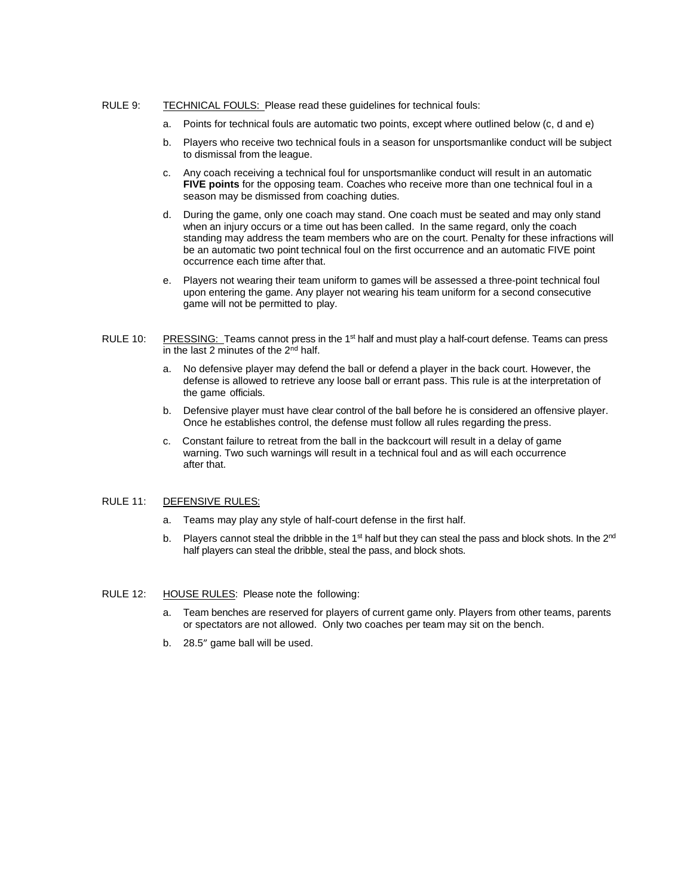RULE 9: TECHNICAL FOULS: Please read these guidelines for technical fouls:

a. Points for technical fouls are automatic two points, except where outlined below (c, d and e)

b. Players who receive two technical fouls in a season for unsportsmanlike conduct will be subject to dismissal from the league.

c. Any coach receiving a technical foul for unsportsmanlike conduct will result in an automatic **FIVE points** for the opposing team. Coaches who receive more than one technical foul in a season may be dismissed from coaching duties.

d. During the game, only one coach may stand. One coach must be seated and may only stand when an injury occurs or a time out has been called. In the same regard, only the coach standing may address the team members who are on the court. Penalty for these infractions will be an automatic two point technical foul on the first occurrence and an automatic FIVE point occurrence each time after that.

e. Players not wearing their team uniform to games will be assessed a three-point technical foul upon entering the game. Any player not wearing his team uniform for a second consecutive game will not be permitted to play.

RULE 10: PRESSING: Teams cannot press in the 1st half and must play a half-court defense. Teams can press in the last 2 minutes of the 2nd half.

a. No defensive player may defend the ball or defend a player in the back court. However, the defense is allowed to retrieve any loose ball or errant pass. This rule is at the interpretation of the game officials.

b. Defensive player must have clear control of the ball before he is considered an offensive player. Once he establishes control, the defense must follow all rules regarding the press.

c. Constant failure to retreat from the ball in the backcourt will result in a delay of game warning. Two such warnings will result in a technical foul and as will each occurrence after that.

RULE 11: DEFENSIVE RULES:

a. Teams may play any style of half-court defense in the first half.

b. Players cannot steal the dribble in the 1st half but they can steal the pass and block shots. In the 2nd half players can steal the dribble, steal the pass, and block shots.

RULE 12: HOUSE RULES: Please note the following:

a. Team benches are reserved for players of current game only. Players from other teams, parents or spectators are not allowed. Only two coaches per team may sit on the bench.

b. 28.5″ game ball will be used.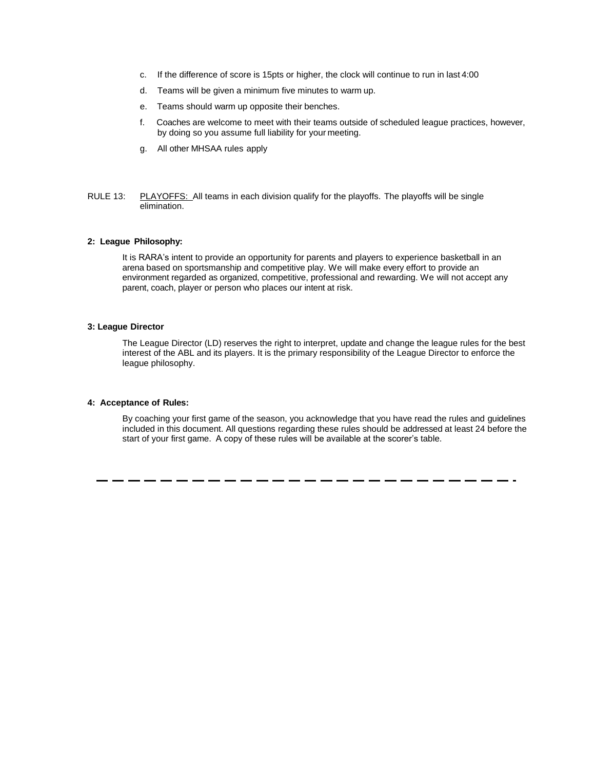c. If the difference of score is 15pts or higher, the clock will continue to run in last 4:00

d. Teams will be given a minimum five minutes to warm up.

e. Teams should warm up opposite their benches.

f. Coaches are welcome to meet with their teams outside of scheduled league practices, however, by doing so you assume full liability for your meeting.

g. All other MHSAA rules apply

RULE 13: PLAYOFFS: All teams in each division qualify for the playoffs. The playoffs will be single elimination.

**2: League Philosophy:**

It is RARA's intent to provide an opportunity for parents and players to experience basketball in an arena based on sportsmanship and competitive play. We will make every effort to provide an environment regarded as organized, competitive, professional and rewarding. We will not accept any parent, coach, player or person who places our intent at risk.

**3: League Director**

The League Director (LD) reserves the right to interpret, update and change the league rules for the best interest of the ABL and its players. It is the primary responsibility of the League Director to enforce the league philosophy.

**4: Acceptance of Rules:**

By coaching your first game of the season, you acknowledge that you have read the rules and guidelines included in this document. All questions regarding these rules should be addressed at least 24 before the start of your first game. A copy of these rules will be available at the scorer's table.